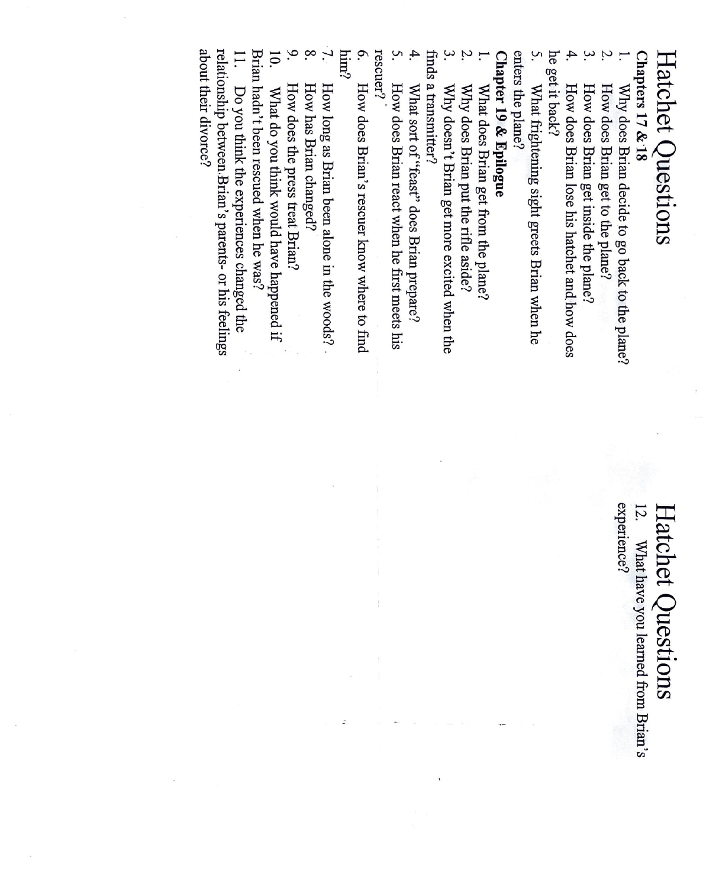# Hatchet Questions

## Chapters 17 & 18

1. Why does Brian decide to go back to the plane?
2. How does Brian get to the plane?
3. How does Brian get inside the plane?
4. How does Brian lose his hatchet and how does he get it back?
5. What frightening sight greets Brian when he enters the plane?

## Chapter 19 & Epilogue

1. What does Brian get from the plane?
2. Why does Brian put the rifle aside?
3. Why doesn't Brian get more excited when the finds a transmitter?
4. What sort of "feast" does Brian prepare?
5. How does Brian react when he first meets his rescuer?
6. How does Brian's rescuer know where to find him?
7. How long as Brian been alone in the woods?
8. How has Brian changed?
9. How does the press treat Brian?
10. What do you think would have happened if Brian hadn't been rescued when he was?
11. Do you think the experiences changed the relationship between Brian's parents- or his feelings about their divorce?

# Hatchet Questions

12. What have you learned from Brian's experience?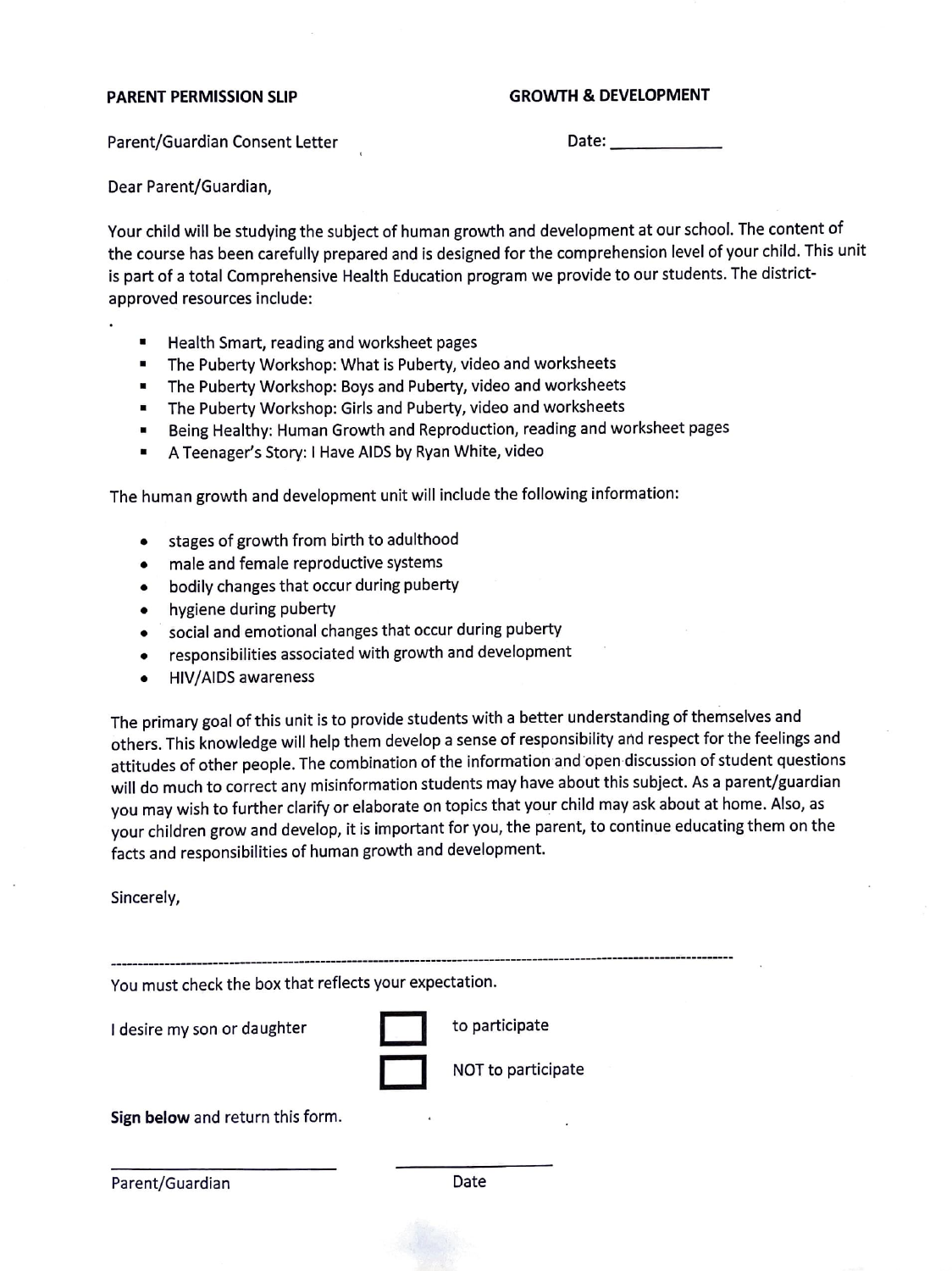**PARENT PERMISSION SLIP** **GROWTH & DEVELOPMENT**

Parent/Guardian Consent Letter Date: ____________

Dear Parent/Guardian,

Your child will be studying the subject of human growth and development at our school. The content of the course has been carefully prepared and is designed for the comprehension level of your child. This unit is part of a total Comprehensive Health Education program we provide to our students. The district-approved resources include:

- Health Smart, reading and worksheet pages
- The Puberty Workshop: What is Puberty, video and worksheets
- The Puberty Workshop: Boys and Puberty, video and worksheets
- The Puberty Workshop: Girls and Puberty, video and worksheets
- Being Healthy: Human Growth and Reproduction, reading and worksheet pages
- A Teenager's Story: I Have AIDS by Ryan White, video

The human growth and development unit will include the following information:

- stages of growth from birth to adulthood
- male and female reproductive systems
- bodily changes that occur during puberty
- hygiene during puberty
- social and emotional changes that occur during puberty
- responsibilities associated with growth and development
- HIV/AIDS awareness

The primary goal of this unit is to provide students with a better understanding of themselves and others. This knowledge will help them develop a sense of responsibility and respect for the feelings and attitudes of other people. The combination of the information and open discussion of student questions will do much to correct any misinformation students may have about this subject. As a parent/guardian you may wish to further clarify or elaborate on topics that your child may ask about at home. Also, as your children grow and develop, it is important for you, the parent, to continue educating them on the facts and responsibilities of human growth and development.

Sincerely,

---

You must check the box that reflects your expectation.

I desire my son or daughter ☐ to participate

☐ NOT to participate

**Sign below** and return this form.

________________________ ________________

Parent/Guardian Date